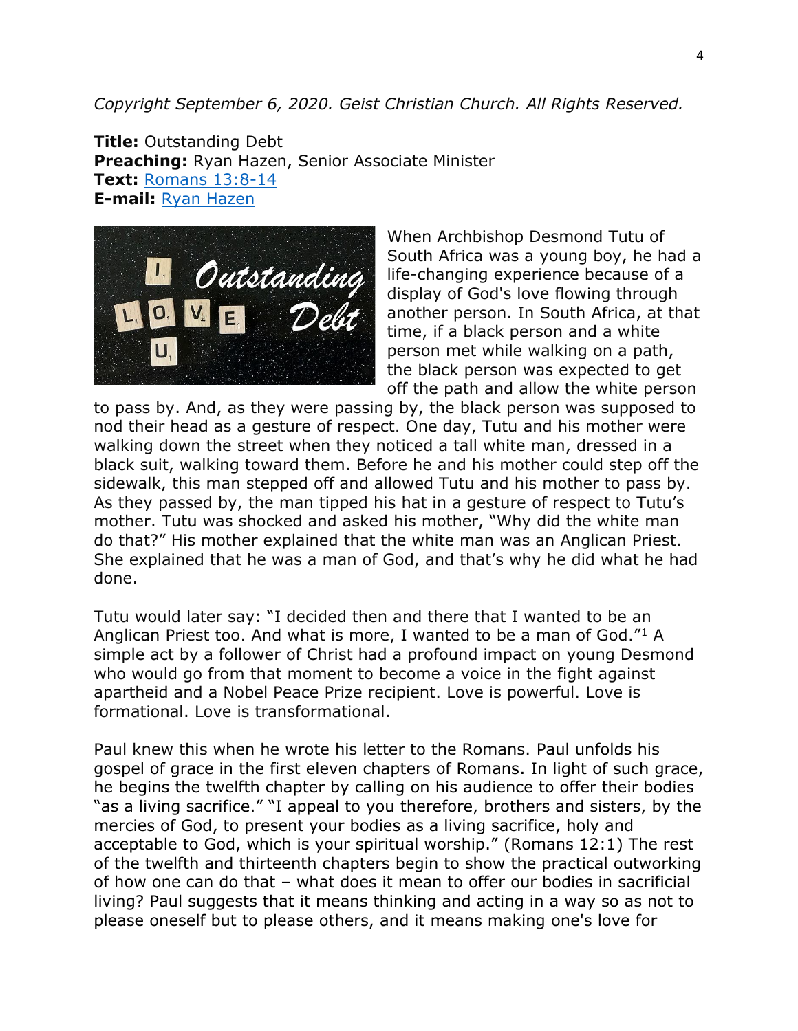*Copyright September 6, 2020. Geist Christian Church. All Rights Reserved.*

**Title:** Outstanding Debt
**Preaching:** Ryan Hazen, Senior Associate Minister
**Text:** Romans 13:8-14
**E-mail:** Ryan Hazen

When Archbishop Desmond Tutu of South Africa was a young boy, he had a life-changing experience because of a display of God's love flowing through another person. In South Africa, at that time, if a black person and a white person met while walking on a path, the black person was expected to get off the path and allow the white person to pass by. And, as they were passing by, the black person was supposed to nod their head as a gesture of respect. One day, Tutu and his mother were walking down the street when they noticed a tall white man, dressed in a black suit, walking toward them. Before he and his mother could step off the sidewalk, this man stepped off and allowed Tutu and his mother to pass by. As they passed by, the man tipped his hat in a gesture of respect to Tutu's mother. Tutu was shocked and asked his mother, "Why did the white man do that?" His mother explained that the white man was an Anglican Priest. She explained that he was a man of God, and that's why he did what he had done.

Tutu would later say: "I decided then and there that I wanted to be an Anglican Priest too. And what is more, I wanted to be a man of God."[1] A simple act by a follower of Christ had a profound impact on young Desmond who would go from that moment to become a voice in the fight against apartheid and a Nobel Peace Prize recipient. Love is powerful. Love is formational. Love is transformational.

Paul knew this when he wrote his letter to the Romans. Paul unfolds his gospel of grace in the first eleven chapters of Romans. In light of such grace, he begins the twelfth chapter by calling on his audience to offer their bodies "as a living sacrifice." "I appeal to you therefore, brothers and sisters, by the mercies of God, to present your bodies as a living sacrifice, holy and acceptable to God, which is your spiritual worship." (Romans 12:1) The rest of the twelfth and thirteenth chapters begin to show the practical outworking of how one can do that – what does it mean to offer our bodies in sacrificial living? Paul suggests that it means thinking and acting in a way so as not to please oneself but to please others, and it means making one's love for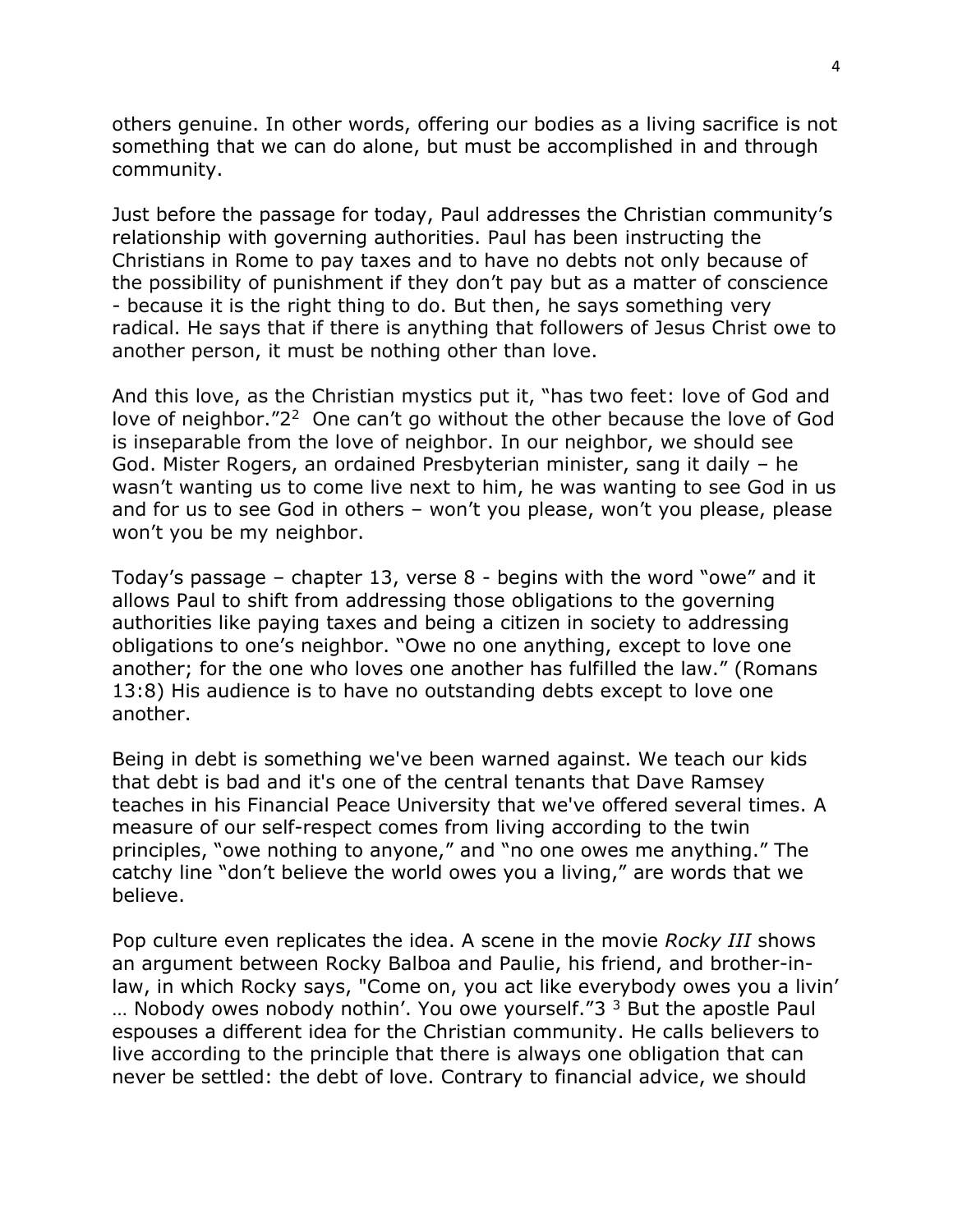others genuine. In other words, offering our bodies as a living sacrifice is not something that we can do alone, but must be accomplished in and through community.

Just before the passage for today, Paul addresses the Christian community's relationship with governing authorities. Paul has been instructing the Christians in Rome to pay taxes and to have no debts not only because of the possibility of punishment if they don't pay but as a matter of conscience - because it is the right thing to do. But then, he says something very radical. He says that if there is anything that followers of Jesus Christ owe to another person, it must be nothing other than love.

And this love, as the Christian mystics put it, "has two feet: love of God and love of neighbor."2[2] One can't go without the other because the love of God is inseparable from the love of neighbor. In our neighbor, we should see God. Mister Rogers, an ordained Presbyterian minister, sang it daily – he wasn't wanting us to come live next to him, he was wanting to see God in us and for us to see God in others – won't you please, won't you please, please won't you be my neighbor.

Today's passage – chapter 13, verse 8 - begins with the word "owe" and it allows Paul to shift from addressing those obligations to the governing authorities like paying taxes and being a citizen in society to addressing obligations to one's neighbor. "Owe no one anything, except to love one another; for the one who loves one another has fulfilled the law." (Romans 13:8) His audience is to have no outstanding debts except to love one another.

Being in debt is something we've been warned against. We teach our kids that debt is bad and it's one of the central tenants that Dave Ramsey teaches in his Financial Peace University that we've offered several times. A measure of our self-respect comes from living according to the twin principles, "owe nothing to anyone," and "no one owes me anything." The catchy line "don't believe the world owes you a living," are words that we believe.

Pop culture even replicates the idea. A scene in the movie *Rocky III* shows an argument between Rocky Balboa and Paulie, his friend, and brother-in-law, in which Rocky says, "Come on, you act like everybody owes you a livin' … Nobody owes nobody nothin'. You owe yourself."3 [3] But the apostle Paul espouses a different idea for the Christian community. He calls believers to live according to the principle that there is always one obligation that can never be settled: the debt of love. Contrary to financial advice, we should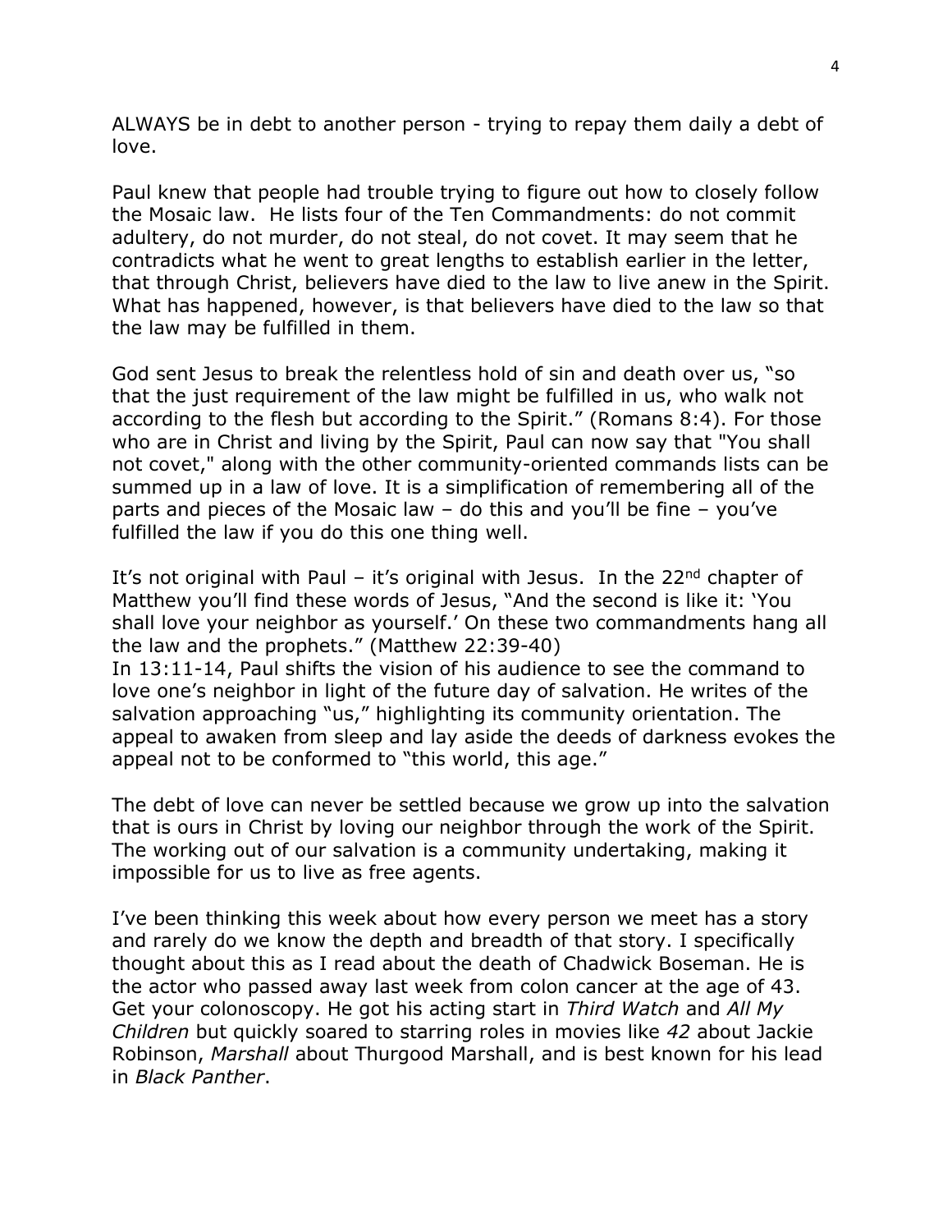ALWAYS be in debt to another person - trying to repay them daily a debt of love.

Paul knew that people had trouble trying to figure out how to closely follow the Mosaic law. He lists four of the Ten Commandments: do not commit adultery, do not murder, do not steal, do not covet. It may seem that he contradicts what he went to great lengths to establish earlier in the letter, that through Christ, believers have died to the law to live anew in the Spirit. What has happened, however, is that believers have died to the law so that the law may be fulfilled in them.

God sent Jesus to break the relentless hold of sin and death over us, "so that the just requirement of the law might be fulfilled in us, who walk not according to the flesh but according to the Spirit." (Romans 8:4). For those who are in Christ and living by the Spirit, Paul can now say that "You shall not covet," along with the other community-oriented commands lists can be summed up in a law of love. It is a simplification of remembering all of the parts and pieces of the Mosaic law – do this and you'll be fine – you've fulfilled the law if you do this one thing well.

It's not original with Paul – it's original with Jesus. In the 22nd chapter of Matthew you'll find these words of Jesus, "And the second is like it: 'You shall love your neighbor as yourself.' On these two commandments hang all the law and the prophets." (Matthew 22:39-40)
In 13:11-14, Paul shifts the vision of his audience to see the command to love one's neighbor in light of the future day of salvation. He writes of the salvation approaching "us," highlighting its community orientation. The appeal to awaken from sleep and lay aside the deeds of darkness evokes the appeal not to be conformed to "this world, this age."

The debt of love can never be settled because we grow up into the salvation that is ours in Christ by loving our neighbor through the work of the Spirit. The working out of our salvation is a community undertaking, making it impossible for us to live as free agents.

I've been thinking this week about how every person we meet has a story and rarely do we know the depth and breadth of that story. I specifically thought about this as I read about the death of Chadwick Boseman. He is the actor who passed away last week from colon cancer at the age of 43. Get your colonoscopy. He got his acting start in *Third Watch* and *All My Children* but quickly soared to starring roles in movies like *42* about Jackie Robinson, *Marshall* about Thurgood Marshall, and is best known for his lead in *Black Panther*.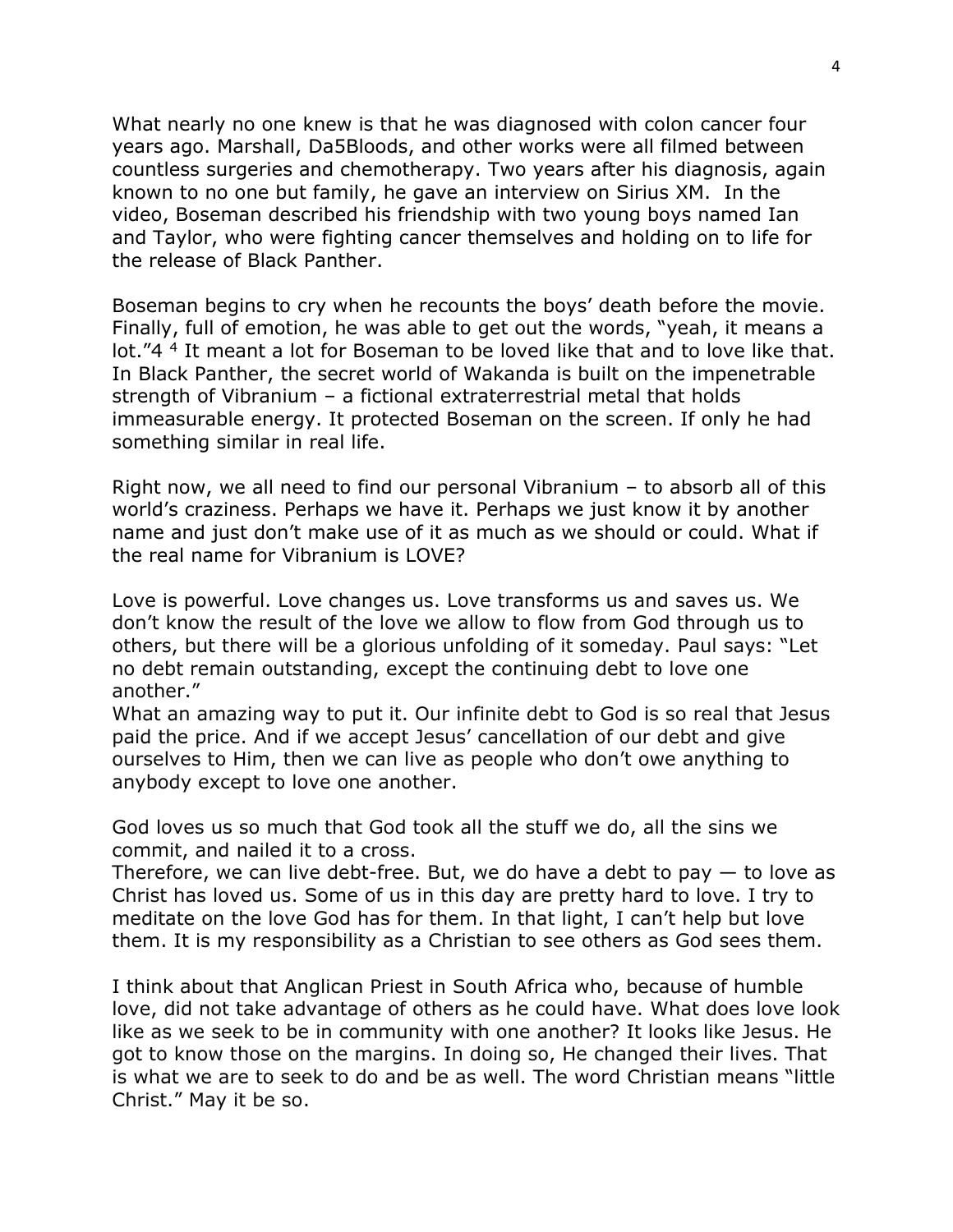What nearly no one knew is that he was diagnosed with colon cancer four years ago. Marshall, Da5Bloods, and other works were all filmed between countless surgeries and chemotherapy. Two years after his diagnosis, again known to no one but family, he gave an interview on Sirius XM. In the video, Boseman described his friendship with two young boys named Ian and Taylor, who were fighting cancer themselves and holding on to life for the release of Black Panther.

Boseman begins to cry when he recounts the boys' death before the movie. Finally, full of emotion, he was able to get out the words, "yeah, it means a lot."4 [4] It meant a lot for Boseman to be loved like that and to love like that. In Black Panther, the secret world of Wakanda is built on the impenetrable strength of Vibranium – a fictional extraterrestrial metal that holds immeasurable energy. It protected Boseman on the screen. If only he had something similar in real life.

Right now, we all need to find our personal Vibranium – to absorb all of this world's craziness. Perhaps we have it. Perhaps we just know it by another name and just don't make use of it as much as we should or could. What if the real name for Vibranium is LOVE?

Love is powerful. Love changes us. Love transforms us and saves us. We don't know the result of the love we allow to flow from God through us to others, but there will be a glorious unfolding of it someday. Paul says: "Let no debt remain outstanding, except the continuing debt to love one another."

What an amazing way to put it. Our infinite debt to God is so real that Jesus paid the price. And if we accept Jesus' cancellation of our debt and give ourselves to Him, then we can live as people who don't owe anything to anybody except to love one another.

God loves us so much that God took all the stuff we do, all the sins we commit, and nailed it to a cross.

Therefore, we can live debt-free. But, we do have a debt to pay — to love as Christ has loved us. Some of us in this day are pretty hard to love. I try to meditate on the love God has for them. In that light, I can't help but love them. It is my responsibility as a Christian to see others as God sees them.

I think about that Anglican Priest in South Africa who, because of humble love, did not take advantage of others as he could have. What does love look like as we seek to be in community with one another? It looks like Jesus. He got to know those on the margins. In doing so, He changed their lives. That is what we are to seek to do and be as well. The word Christian means "little Christ." May it be so.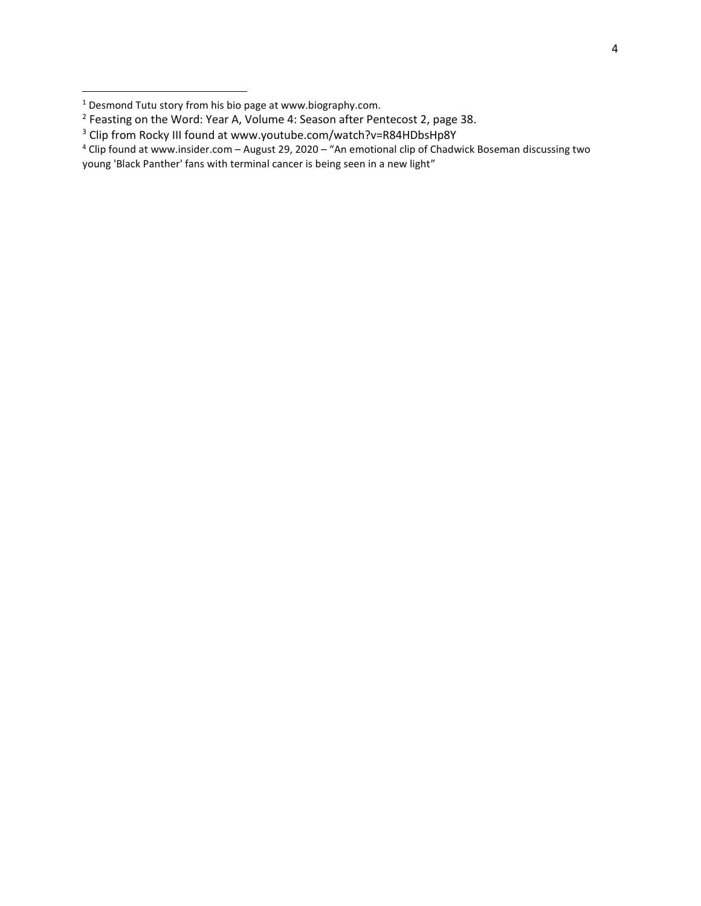[1] Desmond Tutu story from his bio page at www.biography.com.

[2] Feasting on the Word: Year A, Volume 4: Season after Pentecost 2, page 38.

[3] Clip from Rocky III found at www.youtube.com/watch?v=R84HDbsHp8Y

[4] Clip found at www.insider.com – August 29, 2020 – "An emotional clip of Chadwick Boseman discussing two young 'Black Panther' fans with terminal cancer is being seen in a new light"